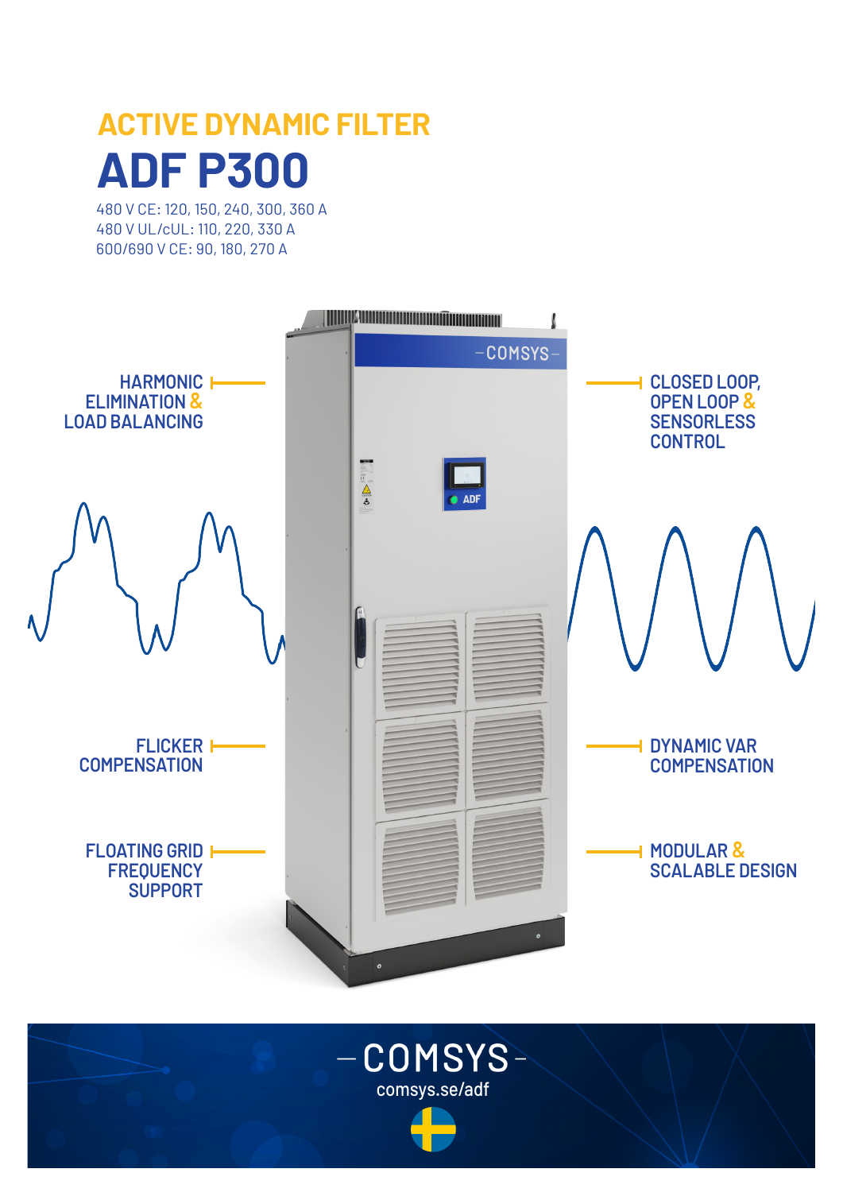## ACTIVE DYNAMIC FILTER

# ADF P300

480 V CE: 120, 150, 240, 300, 360 A
480 V UL/cUL: 110, 220, 330 A
600/690 V CE: 90, 180, 270 A

- HARMONIC ELIMINATION & LOAD BALANCING
- CLOSED LOOP, OPEN LOOP & SENSORLESS CONTROL
- FLICKER COMPENSATION
- DYNAMIC VAR COMPENSATION
- FLOATING GRID FREQUENCY SUPPORT
- MODULAR & SCALABLE DESIGN

COMSYS
comsys.se/adf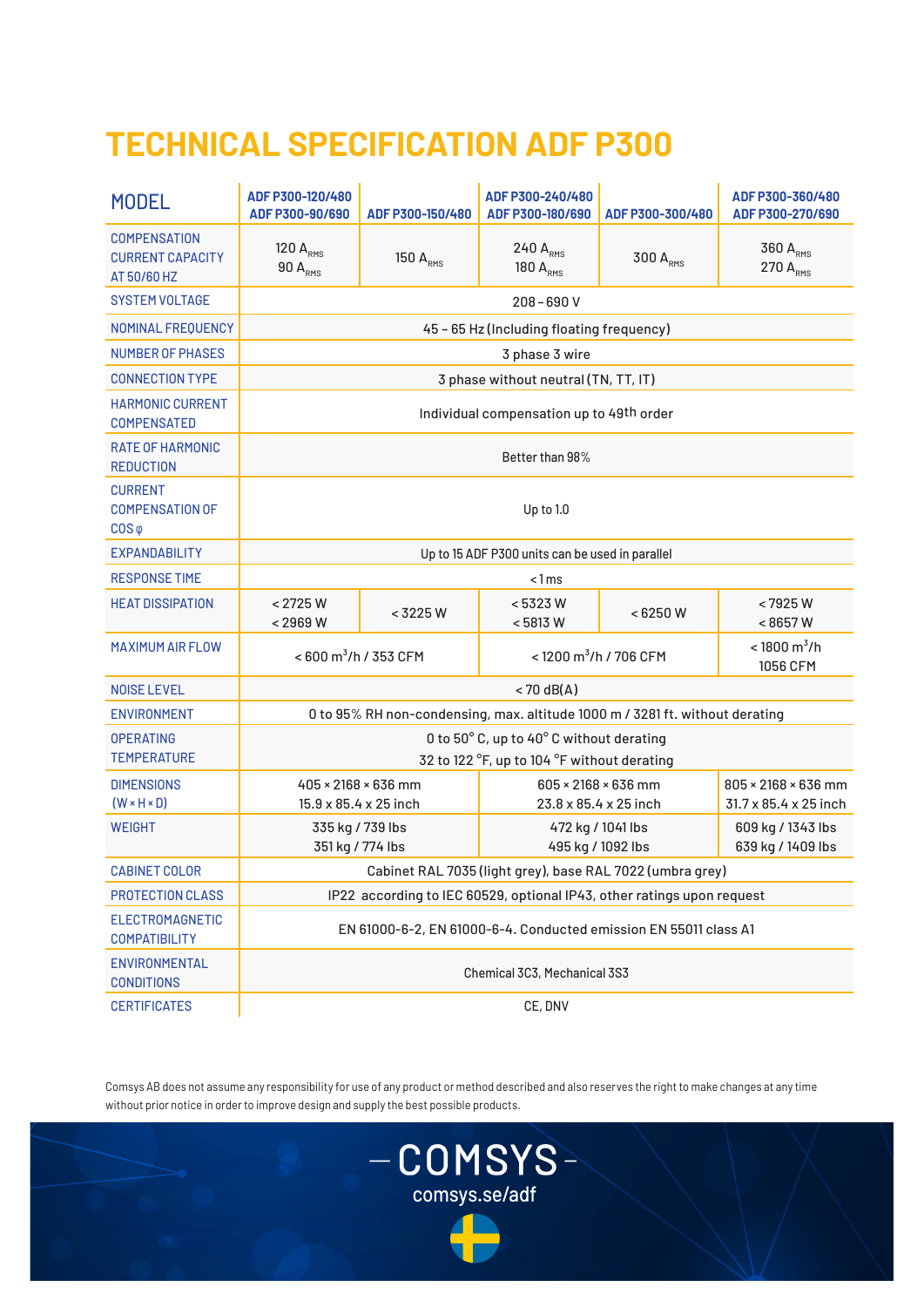# TECHNICAL SPECIFICATION ADF P300

| MODEL | ADF P300-120/480<br>ADF P300-90/690 | ADF P300-150/480 | ADF P300-240/480<br>ADF P300-180/690 | ADF P300-300/480 | ADF P300-360/480<br>ADF P300-270/690 |
|---|---|---|---|---|---|
| COMPENSATION CURRENT CAPACITY AT 50/60 HZ | 120 $A_{RMS}$<br>90 $A_{RMS}$ | 150 $A_{RMS}$ | 240 $A_{RMS}$<br>180 $A_{RMS}$ | 300 $A_{RMS}$ | 360 $A_{RMS}$<br>270 $A_{RMS}$ |
| SYSTEM VOLTAGE | 208 – 690 V | | | | |
| NOMINAL FREQUENCY | 45 – 65 Hz (Including floating frequency) | | | | |
| NUMBER OF PHASES | 3 phase 3 wire | | | | |
| CONNECTION TYPE | 3 phase without neutral (TN, TT, IT) | | | | |
| HARMONIC CURRENT COMPENSATED | Individual compensation up to 49th order | | | | |
| RATE OF HARMONIC REDUCTION | Better than 98% | | | | |
| CURRENT COMPENSATION OF COS φ | Up to 1.0 | | | | |
| EXPANDABILITY | Up to 15 ADF P300 units can be used in parallel | | | | |
| RESPONSE TIME | < 1 ms | | | | |
| HEAT DISSIPATION | < 2725 W<br>< 2969 W | < 3225 W | < 5323 W<br>< 5813 W | < 6250 W | < 7925 W<br>< 8657 W |
| MAXIMUM AIR FLOW | < 600 $m^3$/h / 353 CFM | | < 1200 $m^3$/h / 706 CFM | | < 1800 $m^3$/h<br>1056 CFM |
| NOISE LEVEL | < 70 dB(A) | | | | |
| ENVIRONMENT | 0 to 95% RH non-condensing, max. altitude 1000 m / 3281 ft. without derating | | | | |
| OPERATING TEMPERATURE | 0 to 50° C, up to 40° C without derating<br>32 to 122 °F, up to 104 °F without derating | | | | |
| DIMENSIONS (W × H × D) | 405 × 2168 × 636 mm<br>15.9 x 85.4 x 25 inch | | 605 × 2168 × 636 mm<br>23.8 x 85.4 x 25 inch | | 805 × 2168 × 636 mm<br>31.7 x 85.4 x 25 inch |
| WEIGHT | 335 kg / 739 lbs<br>351 kg / 774 lbs | | 472 kg / 1041 lbs<br>495 kg / 1092 lbs | | 609 kg / 1343 lbs<br>639 kg / 1409 lbs |
| CABINET COLOR | Cabinet RAL 7035 (light grey), base RAL 7022 (umbra grey) | | | | |
| PROTECTION CLASS | IP22 according to IEC 60529, optional IP43, other ratings upon request | | | | |
| ELECTROMAGNETIC COMPATIBILITY | EN 61000-6-2, EN 61000-6-4. Conducted emission EN 55011 class A1 | | | | |
| ENVIRONMENTAL CONDITIONS | Chemical 3C3, Mechanical 3S3 | | | | |
| CERTIFICATES | CE, DNV | | | | |

Comsys AB does not assume any responsibility for use of any product or method described and also reserves the right to make changes at any time without prior notice in order to improve design and supply the best possible products.

COMSYS

comsys.se/adf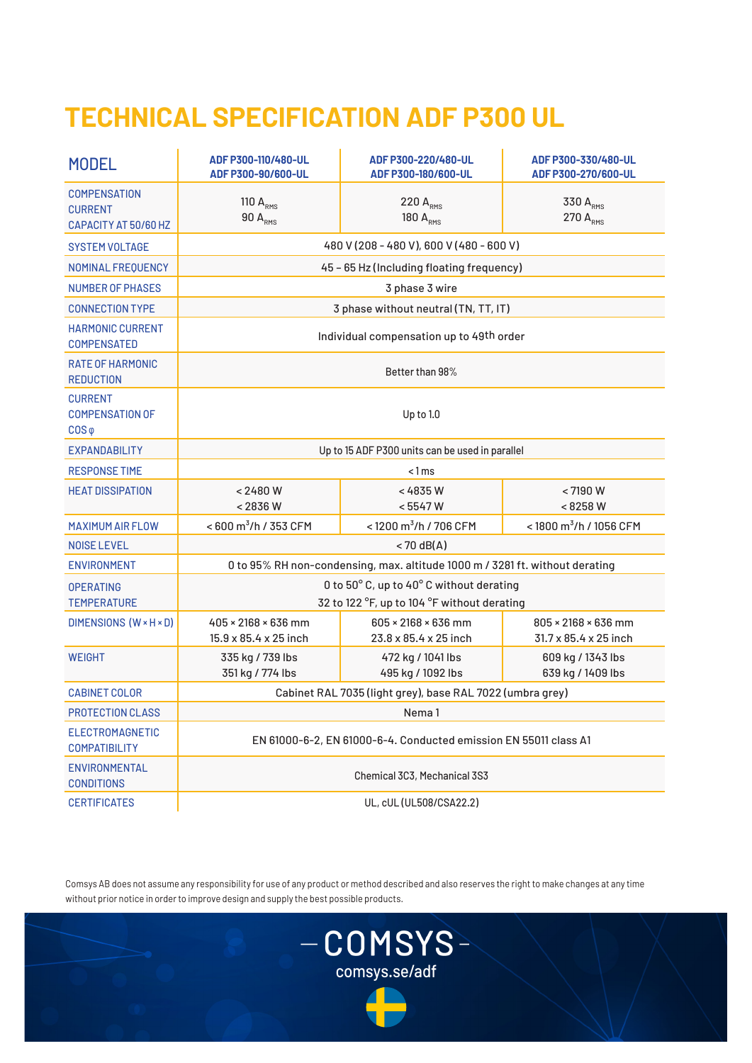# TECHNICAL SPECIFICATION ADF P300 UL

| MODEL | ADF P300-110/480-UL<br>ADF P300-90/600-UL | ADF P300-220/480-UL<br>ADF P300-180/600-UL | ADF P300-330/480-UL<br>ADF P300-270/600-UL |
|---|---|---|---|
| COMPENSATION CURRENT CAPACITY AT 50/60 HZ | 110 $A_{RMS}$<br>90 $A_{RMS}$ | 220 $A_{RMS}$<br>180 $A_{RMS}$ | 330 $A_{RMS}$<br>270 $A_{RMS}$ |
| SYSTEM VOLTAGE | 480 V (208 - 480 V), 600 V (480 - 600 V) | | |
| NOMINAL FREQUENCY | 45 – 65 Hz (Including floating frequency) | | |
| NUMBER OF PHASES | 3 phase 3 wire | | |
| CONNECTION TYPE | 3 phase without neutral (TN, TT, IT) | | |
| HARMONIC CURRENT COMPENSATED | Individual compensation up to 49th order | | |
| RATE OF HARMONIC REDUCTION | Better than 98% | | |
| CURRENT COMPENSATION OF COS φ | Up to 1.0 | | |
| EXPANDABILITY | Up to 15 ADF P300 units can be used in parallel | | |
| RESPONSE TIME | < 1 ms | | |
| HEAT DISSIPATION | < 2480 W<br>< 2836 W | < 4835 W<br>< 5547 W | < 7190 W<br>< 8258 W |
| MAXIMUM AIR FLOW | < 600 $m^3$/h / 353 CFM | < 1200 $m^3$/h / 706 CFM | < 1800 $m^3$/h / 1056 CFM |
| NOISE LEVEL | < 70 dB(A) | | |
| ENVIRONMENT | 0 to 95% RH non-condensing, max. altitude 1000 m / 3281 ft. without derating | | |
| OPERATING TEMPERATURE | 0 to 50° C, up to 40° C without derating<br>32 to 122 °F, up to 104 °F without derating | | |
| DIMENSIONS (W × H × D) | 405 × 2168 × 636 mm<br>15.9 x 85.4 x 25 inch | 605 × 2168 × 636 mm<br>23.8 x 85.4 x 25 inch | 805 × 2168 × 636 mm<br>31.7 x 85.4 x 25 inch |
| WEIGHT | 335 kg / 739 lbs<br>351 kg / 774 lbs | 472 kg / 1041 lbs<br>495 kg / 1092 lbs | 609 kg / 1343 lbs<br>639 kg / 1409 lbs |
| CABINET COLOR | Cabinet RAL 7035 (light grey), base RAL 7022 (umbra grey) | | |
| PROTECTION CLASS | Nema 1 | | |
| ELECTROMAGNETIC COMPATIBILITY | EN 61000-6-2, EN 61000-6-4. Conducted emission EN 55011 class A1 | | |
| ENVIRONMENTAL CONDITIONS | Chemical 3C3, Mechanical 3S3 | | |
| CERTIFICATES | UL, cUL (UL508/CSA22.2) | | |

Comsys AB does not assume any responsibility for use of any product or method described and also reserves the right to make changes at any time without prior notice in order to improve design and supply the best possible products.

COMSYS
comsys.se/adf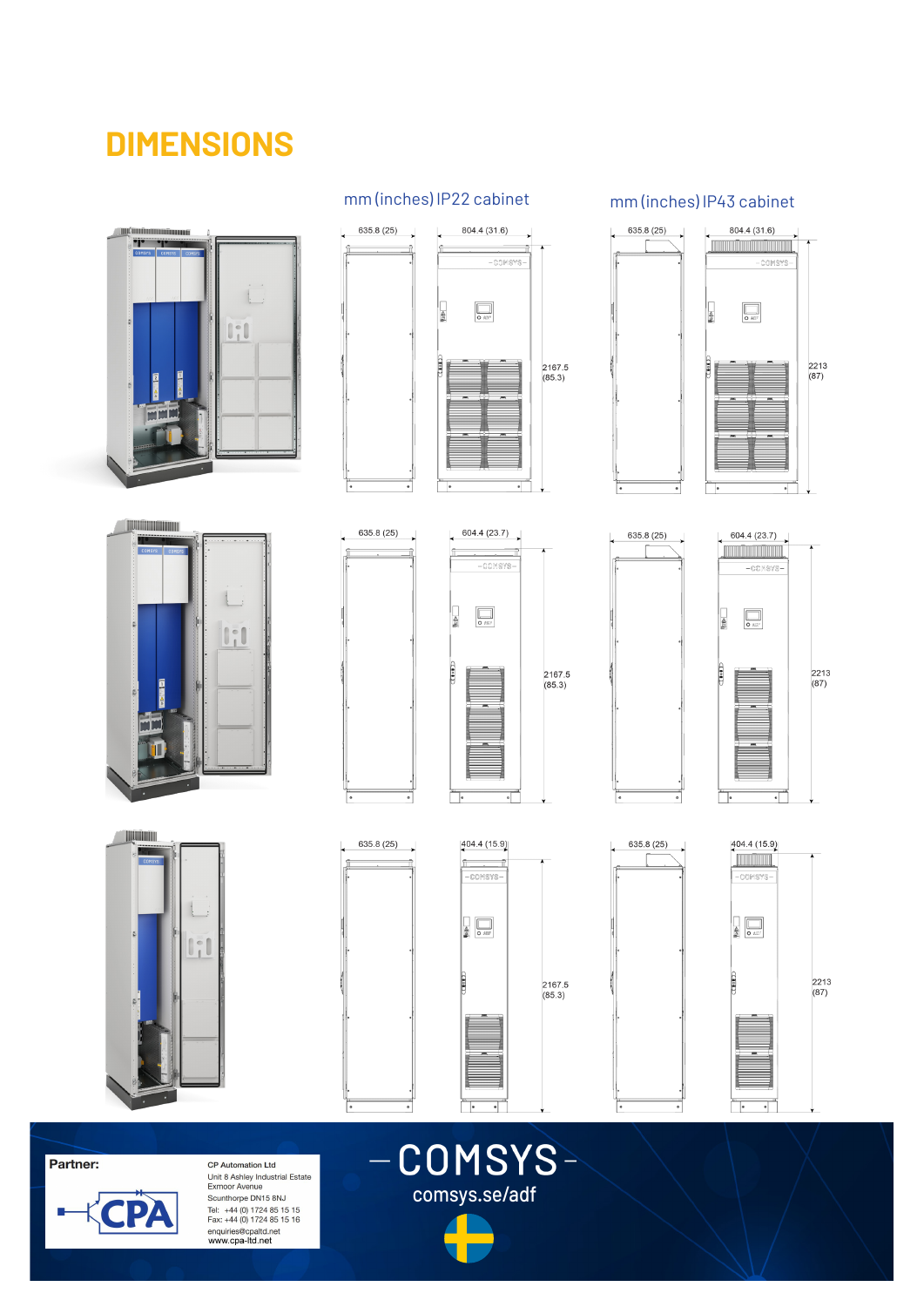# DIMENSIONS

mm (inches) IP22 cabinet

mm (inches) IP43 cabinet

635.8 (25)

804.4 (31.6)

2167.5 (85.3)

635.8 (25)

804.4 (31.6)

2213 (87)

635.8 (25)

604.4 (23.7)

2167.5 (85.3)

635.8 (25)

604.4 (23.7)

2213 (87)

635.8 (25)

404.4 (15.9)

2167.5 (85.3)

635.8 (25)

404.4 (15.9)

2213 (87)

**Partner:**

CPA

CP Automation Ltd
Unit 8 Ashley Industrial Estate
Exmoor Avenue
Scunthorpe DN15 8NJ
Tel: +44 (0) 1724 85 15 15
Fax: +44 (0) 1724 85 15 16
enquiries@cpaltd.net
www.cpa-ltd.net

COMSYS

comsys.se/adf